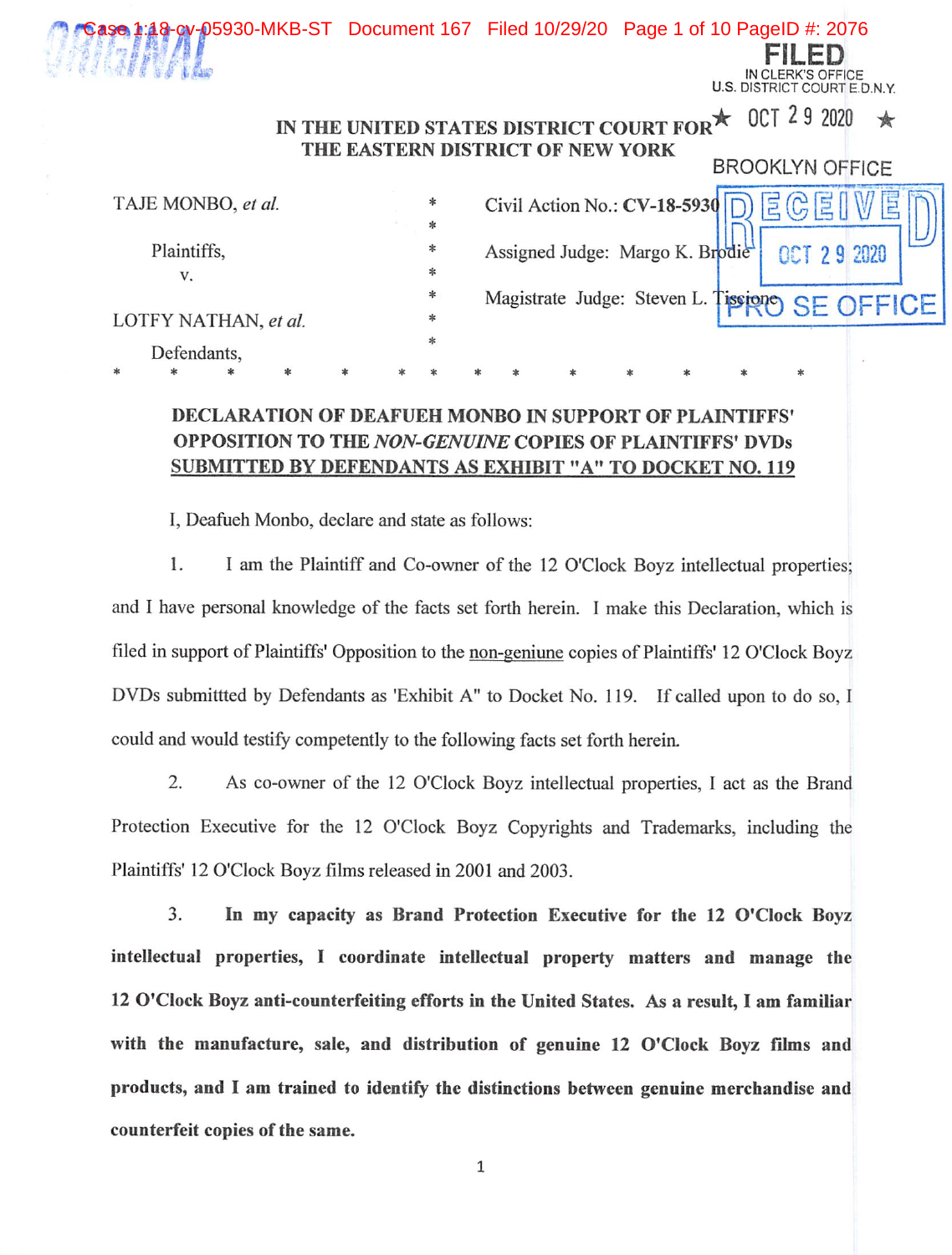FILED
IN CLERK'S OFFICE
U.S. DISTRICT COURT E.D.N.Y.
★ OCT 29 2020 ★
BROOKLYN OFFICE

RECEIVED
OCT 29 2020
PRO SE OFFICE

IN THE UNITED STATES DISTRICT COURT FOR
THE EASTERN DISTRICT OF NEW YORK

| | | |
|---|---|---|
| TAJE MONBO, *et al.* | * | Civil Action No.: **CV-18-5930** |
| | * | |
| Plaintiffs, | * | Assigned Judge: Margo K. Brodie |
| v. | * | |
| | * | Magistrate Judge: Steven L. Tiscione |
| LOTFY NATHAN, *et al.* | * | |
| Defendants, | * | |

*   *   *   *   *   *   *   *   *   *   *   *   *   *

**DECLARATION OF DEAFUEH MONBO IN SUPPORT OF PLAINTIFFS' OPPOSITION TO THE *NON-GENUINE* COPIES OF PLAINTIFFS' DVDs <u>SUBMITTED BY DEFENDANTS AS EXHIBIT "A" TO DOCKET NO. 119</u>**

I, Deafueh Monbo, declare and state as follows:

1. I am the Plaintiff and Co-owner of the 12 O'Clock Boyz intellectual properties; and I have personal knowledge of the facts set forth herein. I make this Declaration, which is filed in support of Plaintiffs' Opposition to the <u>non-geniune</u> copies of Plaintiffs' 12 O'Clock Boyz DVDs submittted by Defendants as 'Exhibit A" to Docket No. 119. If called upon to do so, I could and would testify competently to the following facts set forth herein.

2. As co-owner of the 12 O'Clock Boyz intellectual properties, I act as the Brand Protection Executive for the 12 O'Clock Boyz Copyrights and Trademarks, including the Plaintiffs' 12 O'Clock Boyz films released in 2001 and 2003.

3. **In my capacity as Brand Protection Executive for the 12 O'Clock Boyz intellectual properties, I coordinate intellectual property matters and manage the 12 O'Clock Boyz anti-counterfeiting efforts in the United States. As a result, I am familiar with the manufacture, sale, and distribution of genuine 12 O'Clock Boyz films and products, and I am trained to identify the distinctions between genuine merchandise and counterfeit copies of the same.**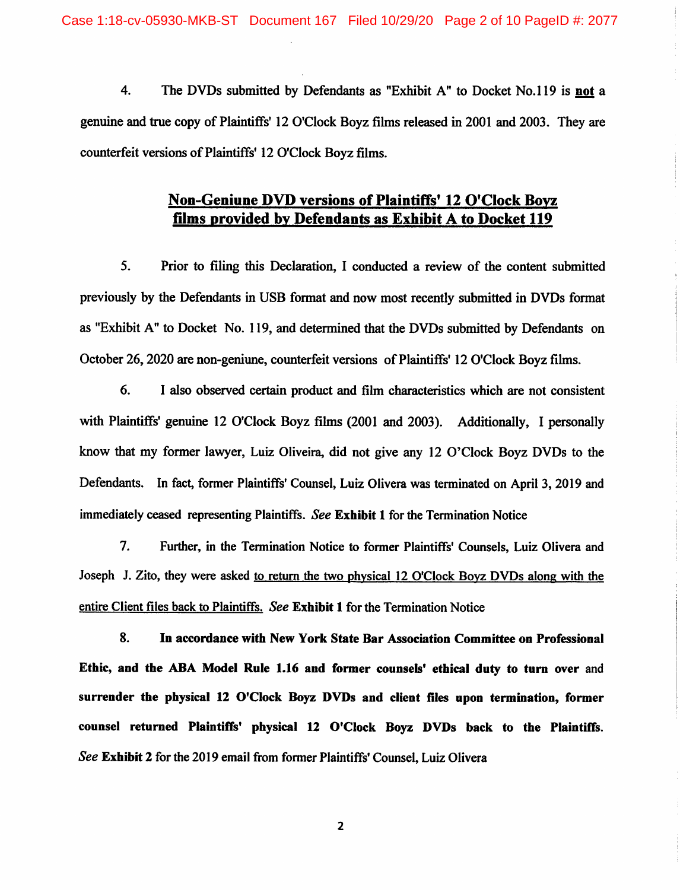4. The DVDs submitted by Defendants as "Exhibit A" to Docket No.119 is **not** a genuine and true copy of Plaintiffs' 12 O'Clock Boyz films released in 2001 and 2003. They are counterfeit versions of Plaintiffs' 12 O'Clock Boyz films.

## Non-Geniune DVD versions of Plaintiffs' 12 O'Clock Boyz films provided by Defendants as Exhibit A to Docket 119

5. Prior to filing this Declaration, I conducted a review of the content submitted previously by the Defendants in USB format and now most recently submitted in DVDs format as "Exhibit A" to Docket No. 119, and determined that the DVDs submitted by Defendants on October 26, 2020 are non-geniune, counterfeit versions of Plaintiffs' 12 O'Clock Boyz films.

6. I also observed certain product and film characteristics which are not consistent with Plaintiffs' genuine 12 O'Clock Boyz films (2001 and 2003). Additionally, I personally know that my former lawyer, Luiz Oliveira, did not give any 12 O'Clock Boyz DVDs to the Defendants. In fact, former Plaintiffs' Counsel, Luiz Olivera was terminated on April 3, 2019 and immediately ceased representing Plaintiffs. *See* **Exhibit 1** for the Termination Notice

7. Further, in the Termination Notice to former Plaintiffs' Counsels, Luiz Olivera and Joseph J. Zito, they were asked to return the two physical 12 O'Clock Boyz DVDs along with the entire Client files back to Plaintiffs. *See* **Exhibit 1** for the Termination Notice

8. **In accordance with New York State Bar Association Committee on Professional Ethic, and the ABA Model Rule 1.16 and former counsels' ethical duty to turn over** and **surrender the physical 12 O'Clock Boyz DVDs and client files upon termination, former counsel returned Plaintiffs' physical 12 O'Clock Boyz DVDs back to the Plaintiffs.** *See* **Exhibit 2** for the 2019 email from former Plaintiffs' Counsel, Luiz Olivera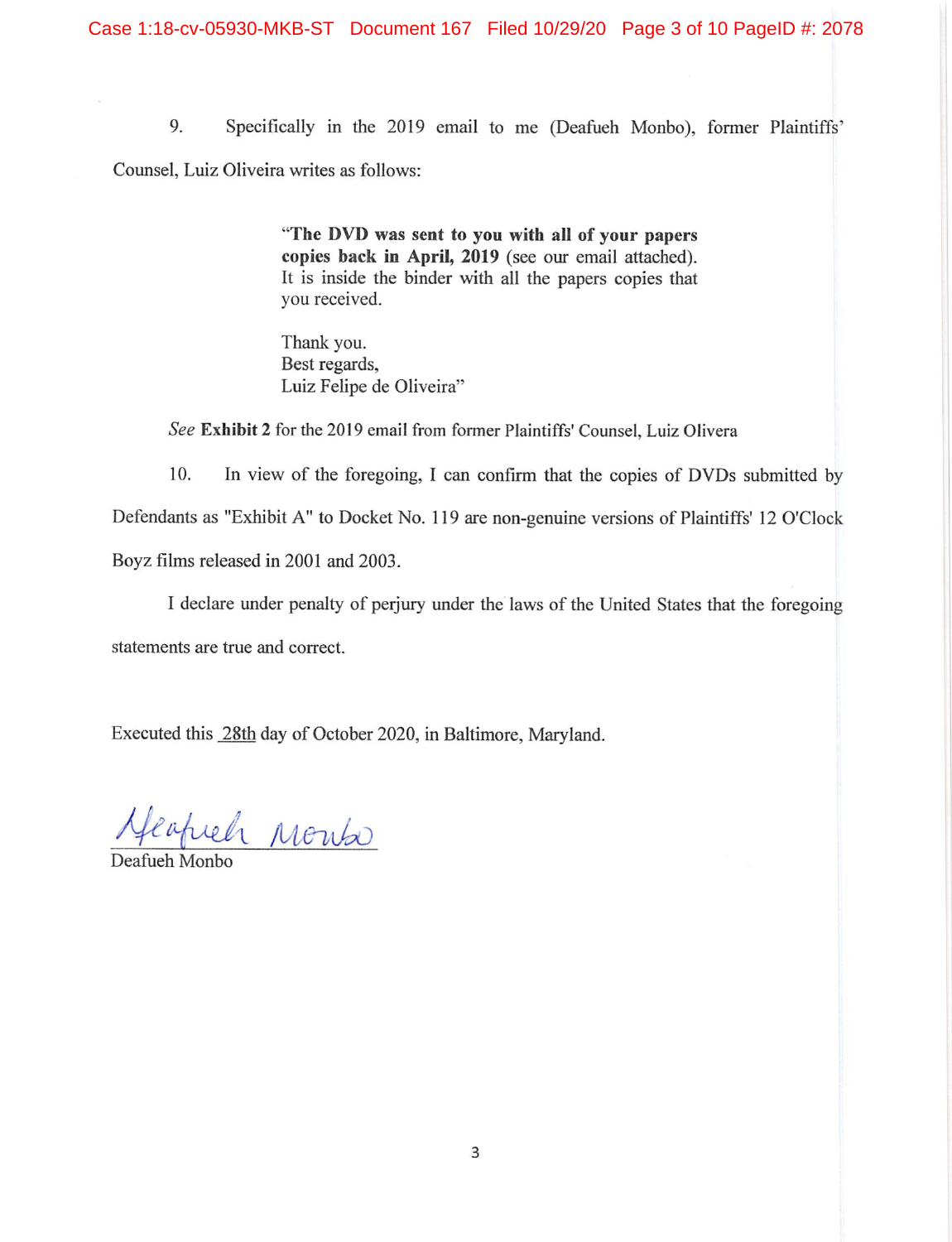9. Specifically in the 2019 email to me (Deafueh Monbo), former Plaintiffs' Counsel, Luiz Oliveira writes as follows:

> "**The DVD was sent to you with all of your papers copies back in April, 2019** (see our email attached). It is inside the binder with all the papers copies that you received.
>
> Thank you.
> Best regards,
> Luiz Felipe de Oliveira"

*See* **Exhibit 2** for the 2019 email from former Plaintiffs' Counsel, Luiz Olivera

10. In view of the foregoing, I can confirm that the copies of DVDs submitted by Defendants as "Exhibit A" to Docket No. 119 are non-genuine versions of Plaintiffs' 12 O'Clock Boyz films released in 2001 and 2003.

I declare under penalty of perjury under the laws of the United States that the foregoing statements are true and correct.

Executed this 28th day of October 2020, in Baltimore, Maryland.

Deafueh Monbo

Deafueh Monbo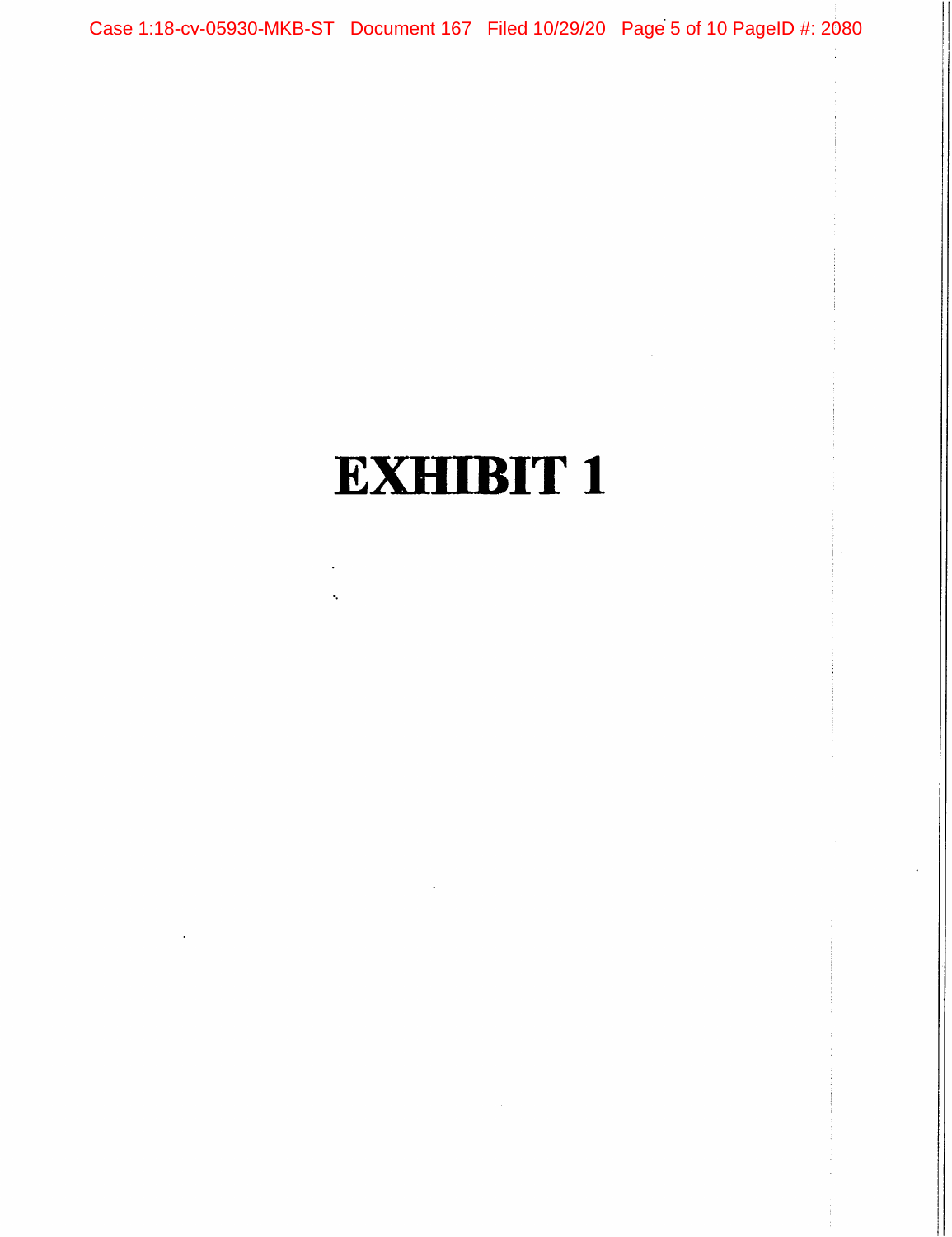# EXHIBIT 1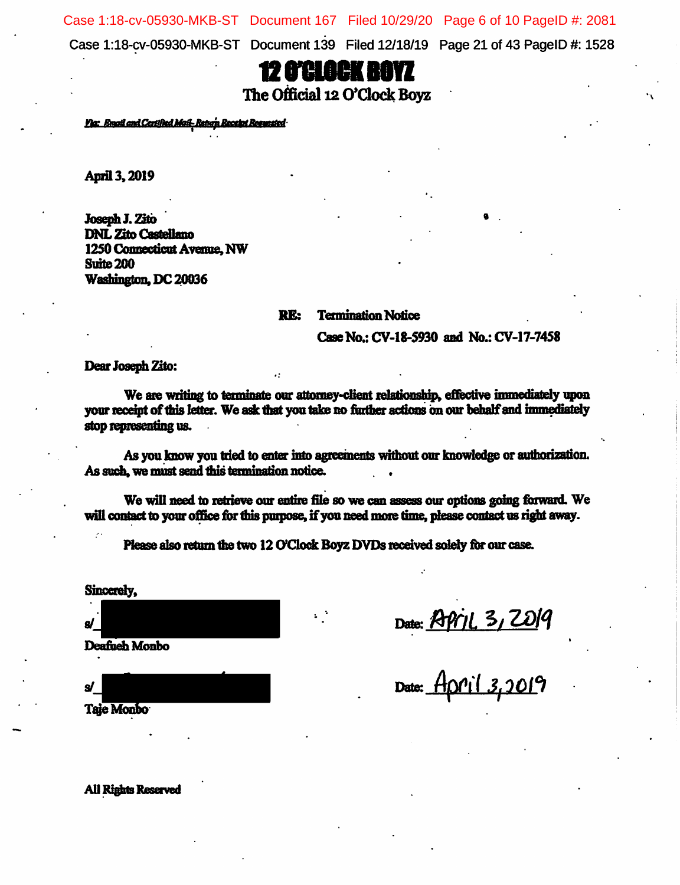# 12 O'CLOCK BOYZ

## The Official 12 O'Clock Boyz

*Via: Email and Certified Mail- Return Receipt Requested*

April 3, 2019

Joseph J. Zito
DNL Zito Castellano
1250 Connecticut Avenue, NW
Suite 200
Washington, DC 20036

**RE: Termination Notice**
**Case No.: CV-18-5930 and No.: CV-17-7458**

Dear Joseph Zito:

We are writing to terminate our attorney-client relationship, effective immediately upon your receipt of this letter. We ask that you take no further actions on our behalf and immediately stop representing us.

As you know you tried to enter into agreements without our knowledge or authorization. As such, we must send this termination notice.

We will need to retrieve our entire file so we can assess our options going forward. We will contact to your office for this purpose, if you need more time, please contact us right away.

Please also return the two 12 O'Clock Boyz DVDs received solely for our case.

Sincerely,

s/[REDACTED]
Deafueh Monbo

Date: April 3, 2019

s/[REDACTED]
Taje Monbo

Date: April 3, 2019

All Rights Reserved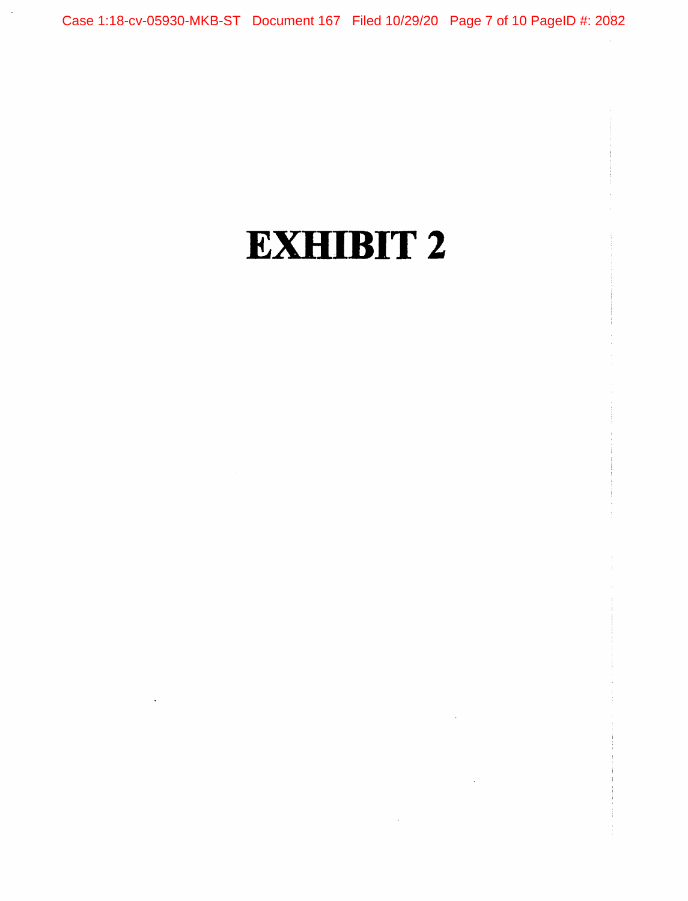# EXHIBIT 2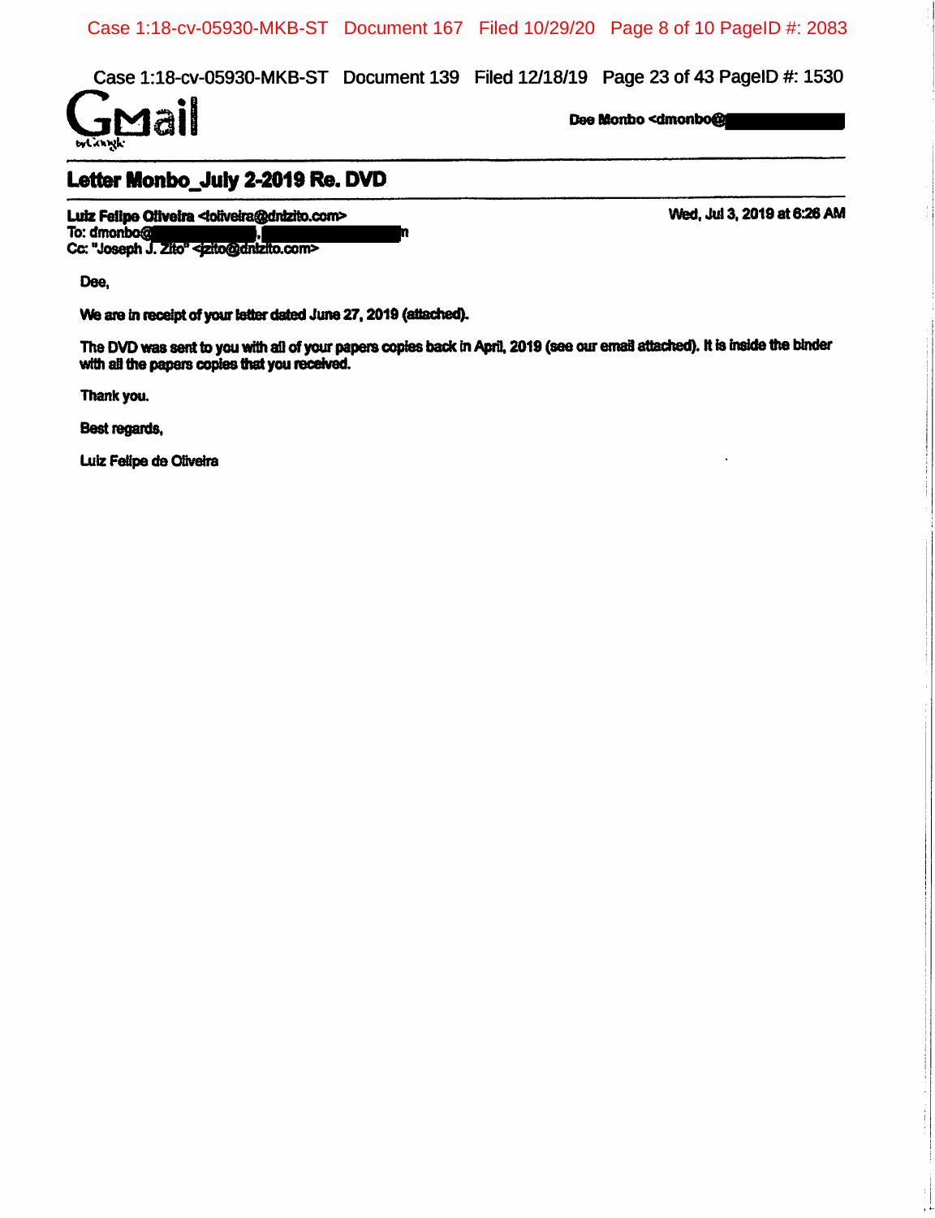Gmail

Dee Monbo <dmonbo@

## Letter Monbo_July 2-2019 Re. DVD

**Luiz Felipe Oliveira <loliveira@dnlzito.com>** — **Wed, Jul 3, 2019 at 6:26 AM**
To: dmonbo@ , n
Cc: "Joseph J. Zito" <jzito@dnlzito.com>

Dee,

We are in receipt of your letter dated June 27, 2019 (attached).

The DVD was sent to you with all of your papers copies back in April, 2019 (see our email attached). It is inside the binder with all the papers copies that you received.

Thank you.

Best regards,

Luiz Felipe de Oliveira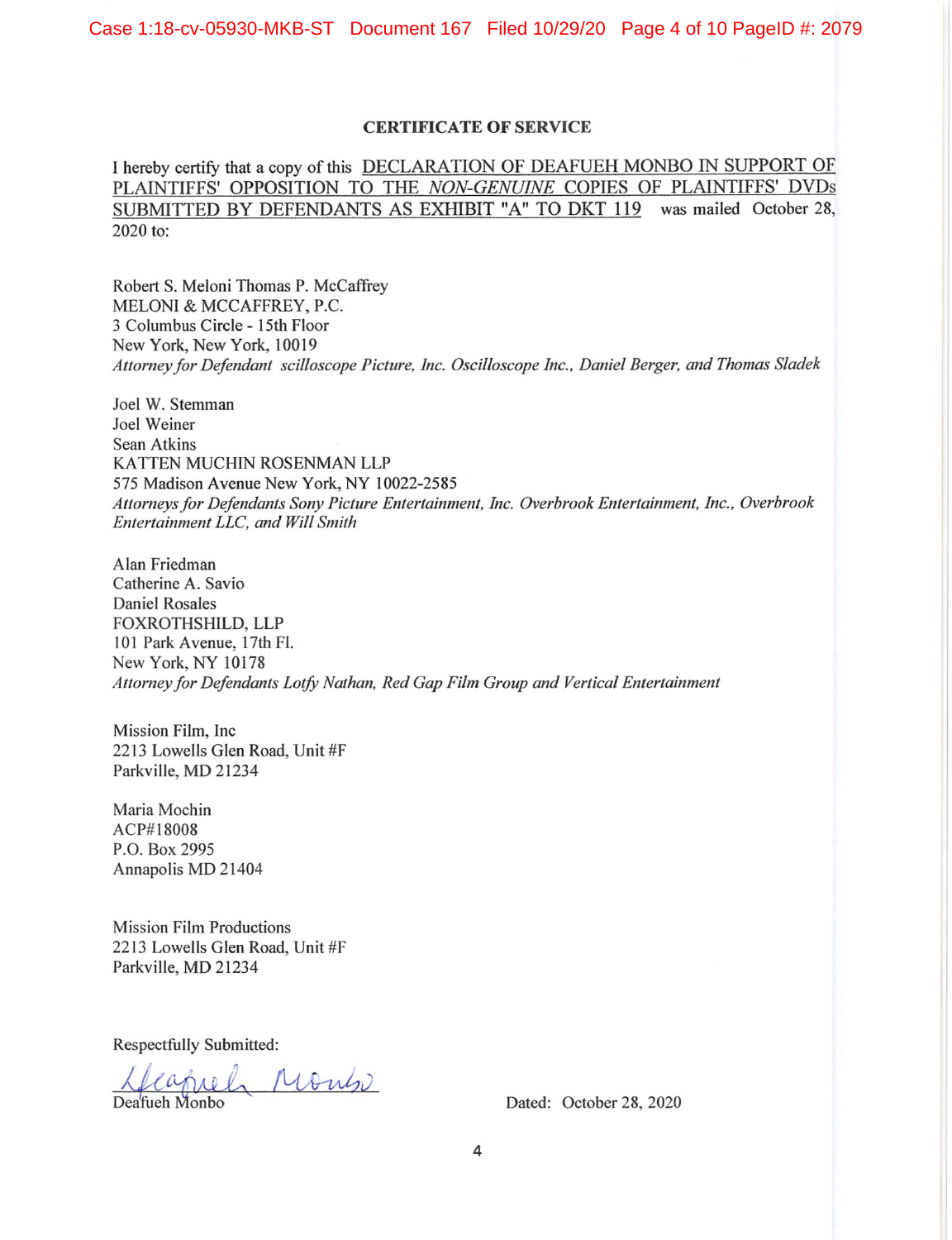## CERTIFICATE OF SERVICE

I hereby certify that a copy of this DECLARATION OF DEAFUEH MONBO IN SUPPORT OF PLAINTIFFS' OPPOSITION TO THE *NON-GENUINE* COPIES OF PLAINTIFFS' DVDs SUBMITTED BY DEFENDANTS AS EXHIBIT "A" TO DKT 119 was mailed October 28, 2020 to:

Robert S. Meloni Thomas P. McCaffrey
MELONI & MCCAFFREY, P.C.
3 Columbus Circle - 15th Floor
New York, New York, 10019
*Attorney for Defendant scilloscope Picture, Inc. Oscilloscope Inc., Daniel Berger, and Thomas Sladek*

Joel W. Stemman
Joel Weiner
Sean Atkins
KATTEN MUCHIN ROSENMAN LLP
575 Madison Avenue New York, NY 10022-2585
*Attorneys for Defendants Sony Picture Entertainment, Inc. Overbrook Entertainment, Inc., Overbrook Entertainment LLC, and Will Smith*

Alan Friedman
Catherine A. Savio
Daniel Rosales
FOXROTHSHILD, LLP
101 Park Avenue, 17th Fl.
New York, NY 10178
*Attorney for Defendants Lotfy Nathan, Red Gap Film Group and Vertical Entertainment*

Mission Film, Inc
2213 Lowells Glen Road, Unit #F
Parkville, MD 21234

Maria Mochin
ACP#18008
P.O. Box 2995
Annapolis MD 21404

Mission Film Productions
2213 Lowells Glen Road, Unit #F
Parkville, MD 21234

Respectfully Submitted:

Deafueh Monbo

Dated: October 28, 2020